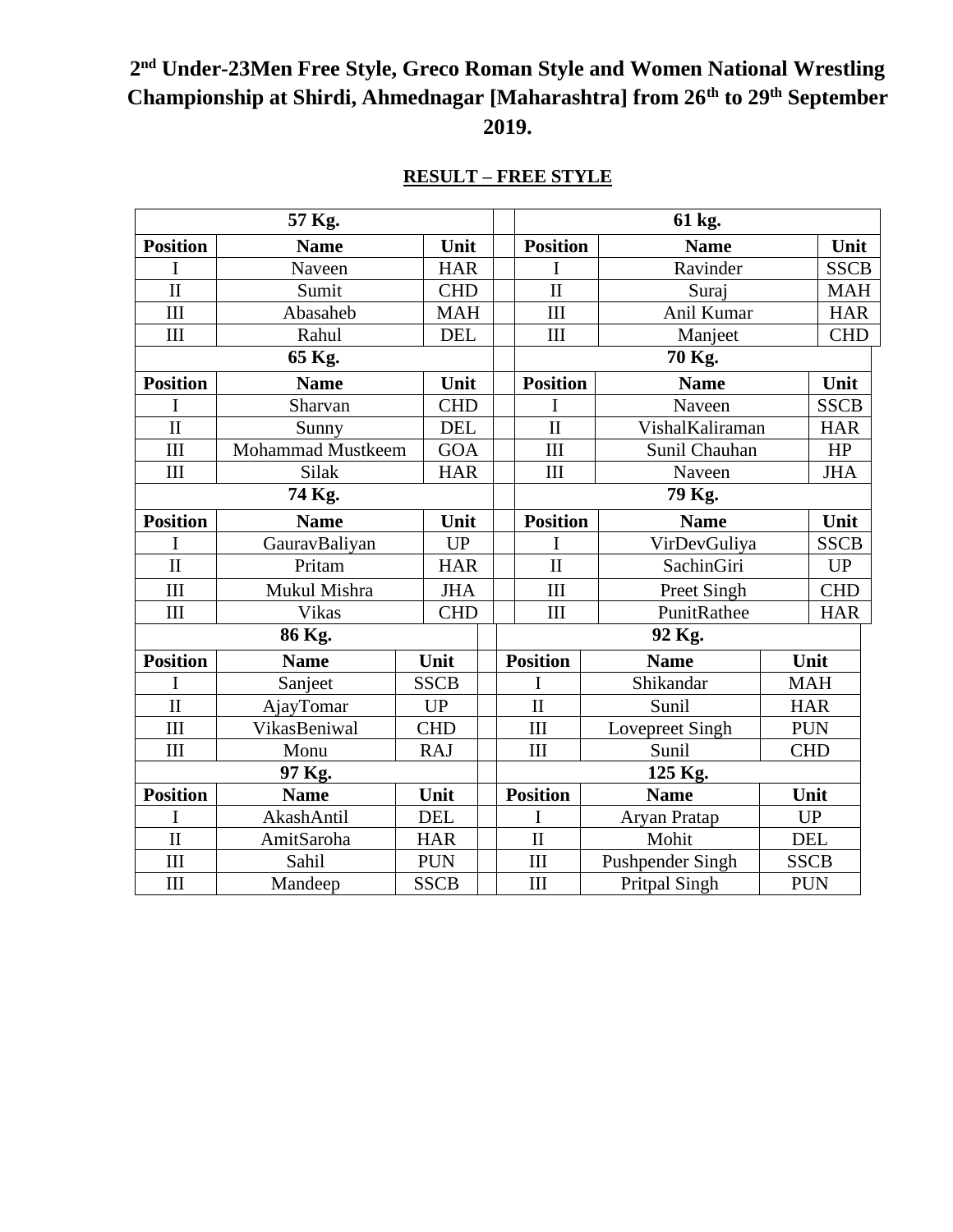# 2nd Under-23Men Free Style, Greco Roman Style and Women National Wrestling Championship at Shirdi, Ahmednagar [Maharashtra] from 26th to 29th September 2019.

## RESULT – FREE STYLE

| 57 Kg. | | | | 61 kg. | | |
|---|---|---|---|---|---|---|
| **Position** | **Name** | **Unit** | | **Position** | **Name** | **Unit** |
| I | Naveen | HAR | | I | Ravinder | SSCB |
| II | Sumit | CHD | | II | Suraj | MAH |
| III | Abasaheb | MAH | | III | Anil Kumar | HAR |
| III | Rahul | DEL | | III | Manjeet | CHD |
| **65 Kg.** | | | | **70 Kg.** | | |
| **Position** | **Name** | **Unit** | | **Position** | **Name** | **Unit** |
| I | Sharvan | CHD | | I | Naveen | SSCB |
| II | Sunny | DEL | | II | VishalKaliraman | HAR |
| III | Mohammad Mustkeem | GOA | | III | Sunil Chauhan | HP |
| III | Silak | HAR | | III | Naveen | JHA |
| **74 Kg.** | | | | **79 Kg.** | | |
| **Position** | **Name** | **Unit** | | **Position** | **Name** | **Unit** |
| I | GauravBaliyan | UP | | I | VirDevGuliya | SSCB |
| II | Pritam | HAR | | II | SachinGiri | UP |
| III | Mukul Mishra | JHA | | III | Preet Singh | CHD |
| III | Vikas | CHD | | III | PunitRathee | HAR |
| **86 Kg.** | | | | **92 Kg.** | | |
| **Position** | **Name** | **Unit** | | **Position** | **Name** | **Unit** |
| I | Sanjeet | SSCB | | I | Shikandar | MAH |
| II | AjayTomar | UP | | II | Sunil | HAR |
| III | VikasBeniwal | CHD | | III | Lovepreet Singh | PUN |
| III | Monu | RAJ | | III | Sunil | CHD |
| **97 Kg.** | | | | **125 Kg.** | | |
| **Position** | **Name** | **Unit** | | **Position** | **Name** | **Unit** |
| I | AkashAntil | DEL | | I | Aryan Pratap | UP |
| II | AmitSaroha | HAR | | II | Mohit | DEL |
| III | Sahil | PUN | | III | Pushpender Singh | SSCB |
| III | Mandeep | SSCB | | III | Pritpal Singh | PUN |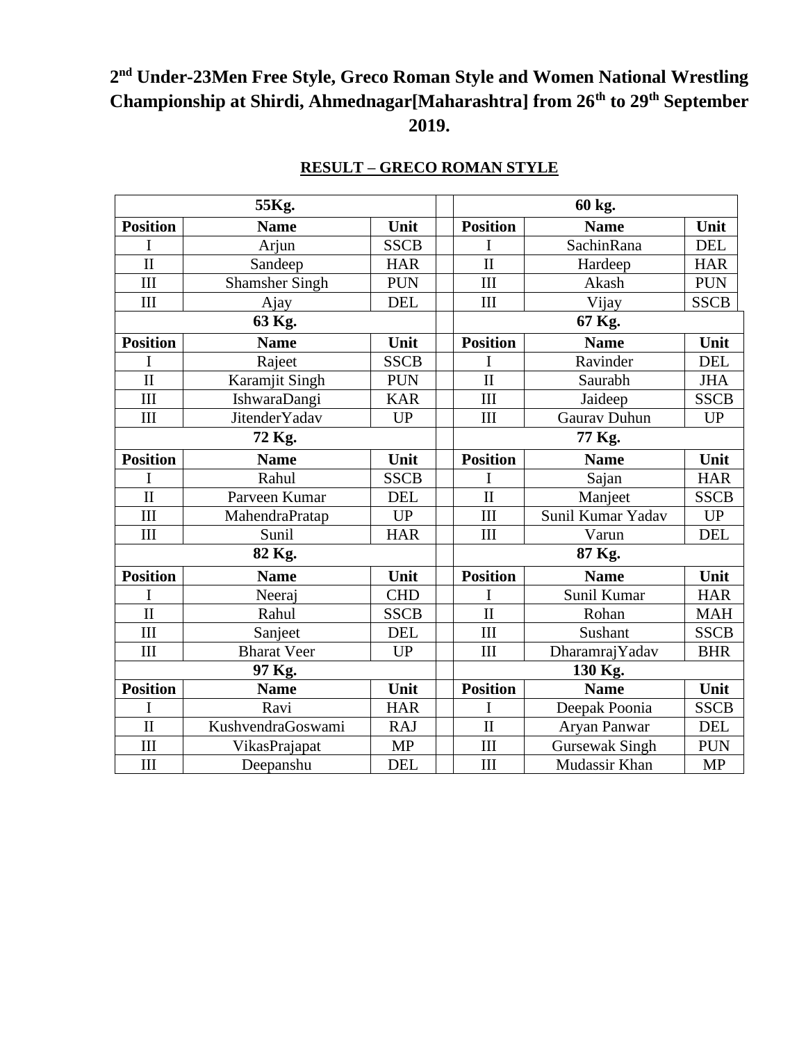# 2nd Under-23Men Free Style, Greco Roman Style and Women National Wrestling Championship at Shirdi, Ahmednagar[Maharashtra] from 26th to 29th September 2019.

## RESULT – GRECO ROMAN STYLE

| 55Kg. | | | | 60 kg. | | |
|---|---|---|---|---|---|---|
| **Position** | **Name** | **Unit** | | **Position** | **Name** | **Unit** |
| I | Arjun | SSCB | | I | SachinRana | DEL |
| II | Sandeep | HAR | | II | Hardeep | HAR |
| III | Shamsher Singh | PUN | | III | Akash | PUN |
| III | Ajay | DEL | | III | Vijay | SSCB |
| **63 Kg.** | | | | **67 Kg.** | | |
| **Position** | **Name** | **Unit** | | **Position** | **Name** | **Unit** |
| I | Rajeet | SSCB | | I | Ravinder | DEL |
| II | Karamjit Singh | PUN | | II | Saurabh | JHA |
| III | IshwaraDangi | KAR | | III | Jaideep | SSCB |
| III | JitenderYadav | UP | | III | Gaurav Duhun | UP |
| **72 Kg.** | | | | **77 Kg.** | | |
| **Position** | **Name** | **Unit** | | **Position** | **Name** | **Unit** |
| I | Rahul | SSCB | | I | Sajan | HAR |
| II | Parveen Kumar | DEL | | II | Manjeet | SSCB |
| III | MahendraPratap | UP | | III | Sunil Kumar Yadav | UP |
| III | Sunil | HAR | | III | Varun | DEL |
| **82 Kg.** | | | | **87 Kg.** | | |
| **Position** | **Name** | **Unit** | | **Position** | **Name** | **Unit** |
| I | Neeraj | CHD | | I | Sunil Kumar | HAR |
| II | Rahul | SSCB | | II | Rohan | MAH |
| III | Sanjeet | DEL | | III | Sushant | SSCB |
| III | Bharat Veer | UP | | III | DharamrajYadav | BHR |
| **97 Kg.** | | | | **130 Kg.** | | |
| **Position** | **Name** | **Unit** | | **Position** | **Name** | **Unit** |
| I | Ravi | HAR | | I | Deepak Poonia | SSCB |
| II | KushvendraGoswami | RAJ | | II | Aryan Panwar | DEL |
| III | VikasPrajapat | MP | | III | Gursewak Singh | PUN |
| III | Deepanshu | DEL | | III | Mudassir Khan | MP |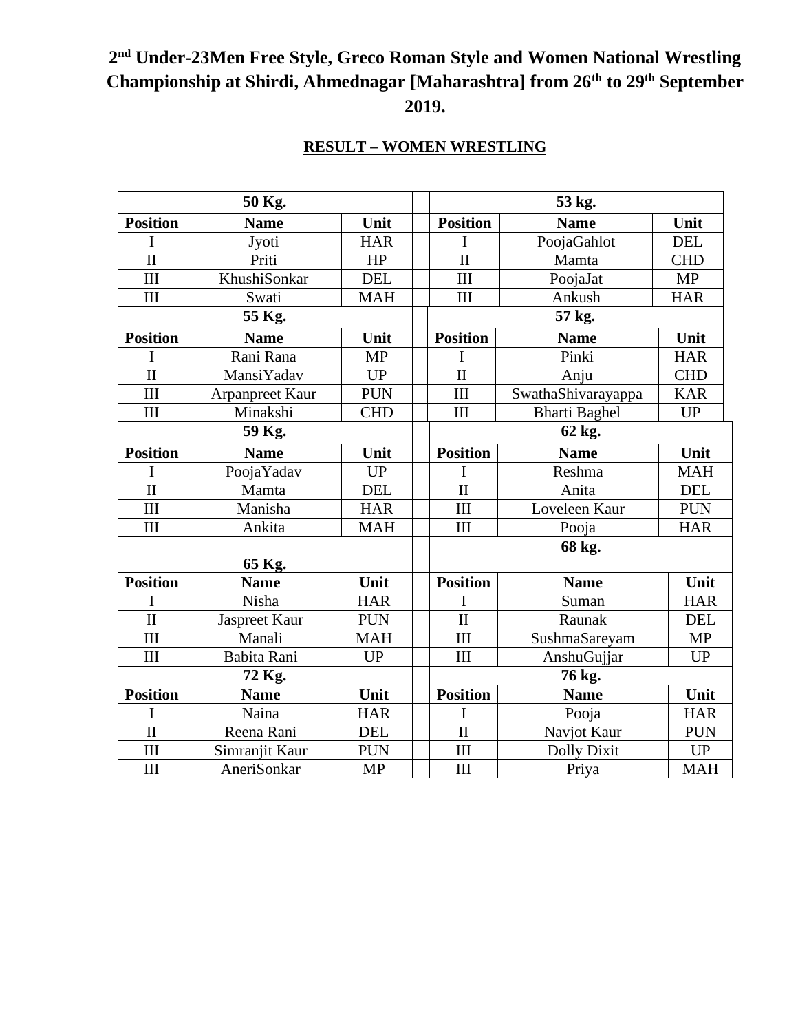# 2nd Under-23Men Free Style, Greco Roman Style and Women National Wrestling Championship at Shirdi, Ahmednagar [Maharashtra] from 26th to 29th September 2019.

## RESULT – WOMEN WRESTLING

| 50 Kg. | | | | 53 kg. | | |
|---|---|---|---|---|---|---|
| **Position** | **Name** | **Unit** | | **Position** | **Name** | **Unit** |
| I | Jyoti | HAR | | I | PoojaGahlot | DEL |
| II | Priti | HP | | II | Mamta | CHD |
| III | KhushiSonkar | DEL | | III | PoojaJat | MP |
| III | Swati | MAH | | III | Ankush | HAR |
| **55 Kg.** | | | | **57 kg.** | | |
| **Position** | **Name** | **Unit** | | **Position** | **Name** | **Unit** |
| I | Rani Rana | MP | | I | Pinki | HAR |
| II | MansiYadav | UP | | II | Anju | CHD |
| III | Arpanpreet Kaur | PUN | | III | SwathaShivarayappa | KAR |
| III | Minakshi | CHD | | III | Bharti Baghel | UP |
| **59 Kg.** | | | | **62 kg.** | | |
| **Position** | **Name** | **Unit** | | **Position** | **Name** | **Unit** |
| I | PoojaYadav | UP | | I | Reshma | MAH |
| II | Mamta | DEL | | II | Anita | DEL |
| III | Manisha | HAR | | III | Loveleen Kaur | PUN |
| III | Ankita | MAH | | III | Pooja | HAR |
| **65 Kg.** | | | | **68 kg.** | | |
| **Position** | **Name** | **Unit** | | **Position** | **Name** | **Unit** |
| I | Nisha | HAR | | I | Suman | HAR |
| II | Jaspreet Kaur | PUN | | II | Raunak | DEL |
| III | Manali | MAH | | III | SushmaSareyam | MP |
| III | Babita Rani | UP | | III | AnshuGujjar | UP |
| **72 Kg.** | | | | **76 kg.** | | |
| **Position** | **Name** | **Unit** | | **Position** | **Name** | **Unit** |
| I | Naina | HAR | | I | Pooja | HAR |
| II | Reena Rani | DEL | | II | Navjot Kaur | PUN |
| III | Simranjit Kaur | PUN | | III | Dolly Dixit | UP |
| III | AneriSonkar | MP | | III | Priya | MAH |